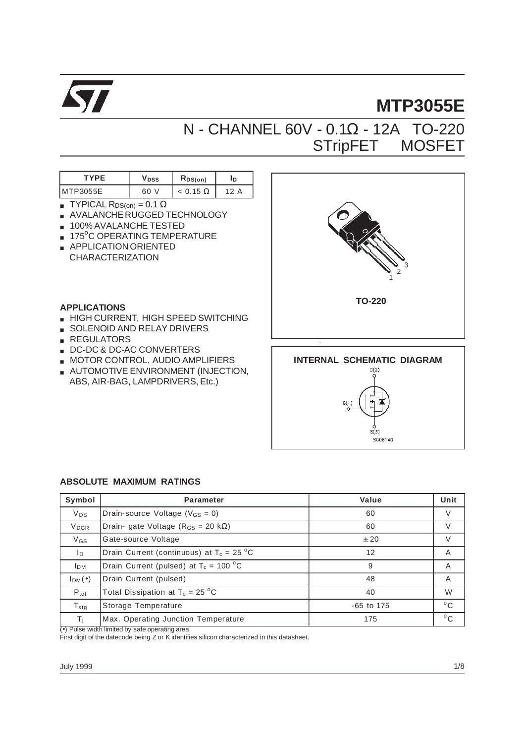# MTP3055E

## N - CHANNEL 60V - 0.1Ω - 12A TO-220 STripFET MOSFET

| TYPE | $V_{DSS}$ | $R_{DS(on)}$ | $I_D$ |
|---|---|---|---|
| MTP3055E | 60 V | < 0.15 Ω | 12 A |

- TYPICAL $R_{DS(on)}$ = 0.1 Ω
- AVALANCHE RUGGED TECHNOLOGY
- 100% AVALANCHE TESTED
- 175$^{o}$C OPERATING TEMPERATURE
- APPLICATION ORIENTED CHARACTERIZATION

TO-220

### APPLICATIONS

- HIGH CURRENT, HIGH SPEED SWITCHING
- SOLENOID AND RELAY DRIVERS
- REGULATORS
- DC-DC & DC-AC CONVERTERS
- MOTOR CONTROL, AUDIO AMPLIFIERS
- AUTOMOTIVE ENVIRONMENT (INJECTION, ABS, AIR-BAG, LAMPDRIVERS, Etc.)

### INTERNAL SCHEMATIC DIAGRAM

D(2)

G(1)

S(3)

SC06140

### ABSOLUTE MAXIMUM RATINGS

| Symbol | Parameter | Value | Unit |
|---|---|---|---|
| $V_{DS}$ | Drain-source Voltage ($V_{GS}$ = 0) | 60 | V |
| $V_{DGR}$ | Drain- gate Voltage ($R_{GS}$ = 20 kΩ) | 60 | V |
| $V_{GS}$ | Gate-source Voltage | ± 20 | V |
| $I_D$ | Drain Current (continuous) at $T_c$ = 25 $^{o}$C | 12 | A |
| $I_{DM}$ | Drain Current (pulsed) at $T_c$ = 100 $^{o}$C | 9 | A |
| $I_{DM}$(•) | Drain Current (pulsed) | 48 | A |
| $P_{tot}$ | Total Dissipation at $T_c$ = 25 $^{o}$C | 40 | W |
| $T_{stg}$ | Storage Temperature | -65 to 175 | $^{o}$C |
| $T_j$ | Max. Operating Junction Temperature | 175 | $^{o}$C |

(•) Pulse width limited by safe operating area

First digit of the datecode being Z or K identifies silicon characterized in this datasheet.

July 1999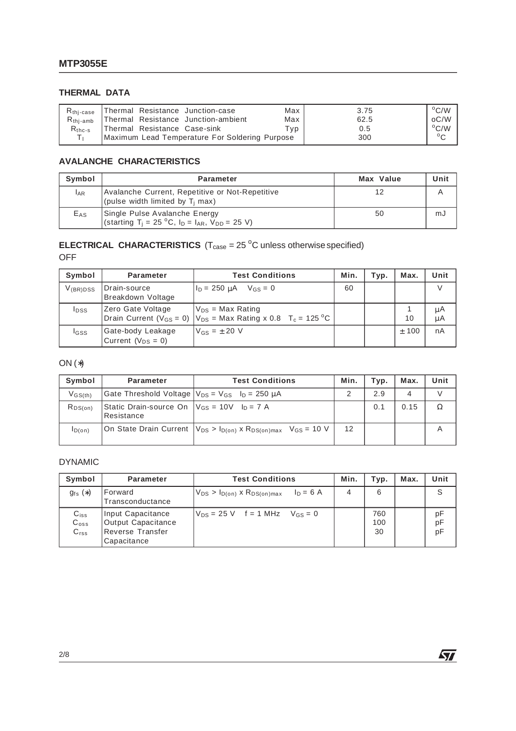## THERMAL DATA

| | | | | |
|---|---|---|---|---|
| $R_{thj-case}$ | Thermal Resistance Junction-case | Max | 3.75 | °C/W |
| $R_{thj-amb}$ | Thermal Resistance Junction-ambient | Max | 62.5 | oC/W |
| $R_{thc-s}$ | Thermal Resistance Case-sink | Typ | 0.5 | °C/W |
| $T_l$ | Maximum Lead Temperature For Soldering Purpose | | 300 | °C |

## AVALANCHE CHARACTERISTICS

| Symbol | Parameter | Max Value | Unit |
|---|---|---|---|
| $I_{AR}$ | Avalanche Current, Repetitive or Not-Repetitive (pulse width limited by $T_j$ max) | 12 | A |
| $E_{AS}$ | Single Pulse Avalanche Energy (starting $T_j$ = 25 °C, $I_D$ = $I_{AR}$, $V_{DD}$ = 25 V) | 50 | mJ |

## ELECTRICAL CHARACTERISTICS ($T_{case}$ = 25 °C unless otherwise specified)

OFF

| Symbol | Parameter | Test Conditions | Min. | Typ. | Max. | Unit |
|---|---|---|---|---|---|---|
| $V_{(BR)DSS}$ | Drain-source Breakdown Voltage | $I_D$ = 250 µA $V_{GS}$ = 0 | 60 | | | V |
| $I_{DSS}$ | Zero Gate Voltage Drain Current ($V_{GS}$ = 0) | $V_{DS}$ = Max Rating<br>$V_{DS}$ = Max Rating x 0.8 $T_c$ = 125 °C | | | 1<br>10 | µA<br>µA |
| $I_{GSS}$ | Gate-body Leakage Current ($V_{DS}$ = 0) | $V_{GS}$ = ± 20 V | | | ± 100 | nA |

ON (*)

| Symbol | Parameter | Test Conditions | Min. | Typ. | Max. | Unit |
|---|---|---|---|---|---|---|
| $V_{GS(th)}$ | Gate Threshold Voltage | $V_{DS}$ = $V_{GS}$ $I_D$ = 250 µA | 2 | 2.9 | 4 | V |
| $R_{DS(on)}$ | Static Drain-source On Resistance | $V_{GS}$ = 10V $I_D$ = 7 A | | 0.1 | 0.15 | Ω |
| $I_{D(on)}$ | On State Drain Current | $V_{DS}$ > $I_{D(on)}$ x $R_{DS(on)max}$ $V_{GS}$ = 10 V | 12 | | | A |

DYNAMIC

| Symbol | Parameter | Test Conditions | Min. | Typ. | Max. | Unit |
|---|---|---|---|---|---|---|
| $g_{fs}$ (*) | Forward Transconductance | $V_{DS}$ > $I_{D(on)}$ x $R_{DS(on)max}$ $I_D$ = 6 A | 4 | 6 | | S |
| $C_{iss}$<br>$C_{oss}$<br>$C_{rss}$ | Input Capacitance<br>Output Capacitance<br>Reverse Transfer Capacitance | $V_{DS}$ = 25 V f = 1 MHz $V_{GS}$ = 0 | | 760<br>100<br>30 | | pF<br>pF<br>pF |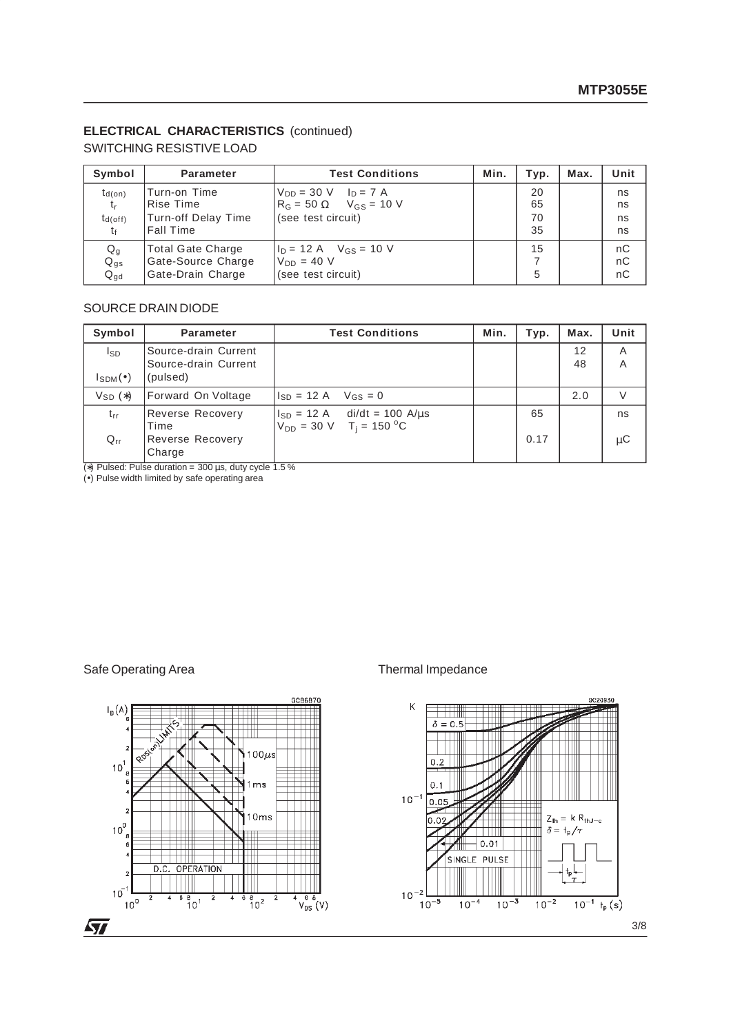## ELECTRICAL CHARACTERISTICS (continued)

SWITCHING RESISTIVE LOAD

| Symbol | Parameter | Test Conditions | Min. | Typ. | Max. | Unit |
|---|---|---|---|---|---|---|
| $t_{d(on)}$<br>$t_r$<br>$t_{d(off)}$<br>$t_f$ | Turn-on Time<br>Rise Time<br>Turn-off Delay Time<br>Fall Time | $V_{DD}$ = 30 V $I_D$ = 7 A<br>$R_G$ = 50 Ω $V_{GS}$ = 10 V<br>(see test circuit) | | 20<br>65<br>70<br>35 | | ns<br>ns<br>ns<br>ns |
| $Q_g$<br>$Q_{gs}$<br>$Q_{gd}$ | Total Gate Charge<br>Gate-Source Charge<br>Gate-Drain Charge | $I_D$ = 12 A $V_{GS}$ = 10 V<br>$V_{DD}$ = 40 V<br>(see test circuit) | | 15<br>7<br>5 | | nC<br>nC<br>nC |

SOURCE DRAIN DIODE

| Symbol | Parameter | Test Conditions | Min. | Typ. | Max. | Unit |
|---|---|---|---|---|---|---|
| $I_{SD}$<br>$I_{SDM}$(•) | Source-drain Current<br>Source-drain Current (pulsed) | | | | 12<br>48 | A<br>A |
| $V_{SD}$ (*) | Forward On Voltage | $I_{SD}$ = 12 A $V_{GS}$ = 0 | | | 2.0 | V |
| $t_{rr}$<br>$Q_{rr}$ | Reverse Recovery Time<br>Reverse Recovery Charge | $I_{SD}$ = 12 A di/dt = 100 A/μs<br>$V_{DD}$ = 30 V $T_j$ = 150 °C | | 65<br>0.17 | | ns<br>μC |

(*) Pulsed: Pulse duration = 300 μs, duty cycle 1.5 %
(•) Pulse width limited by safe operating area

Safe Operating Area

Thermal Impedance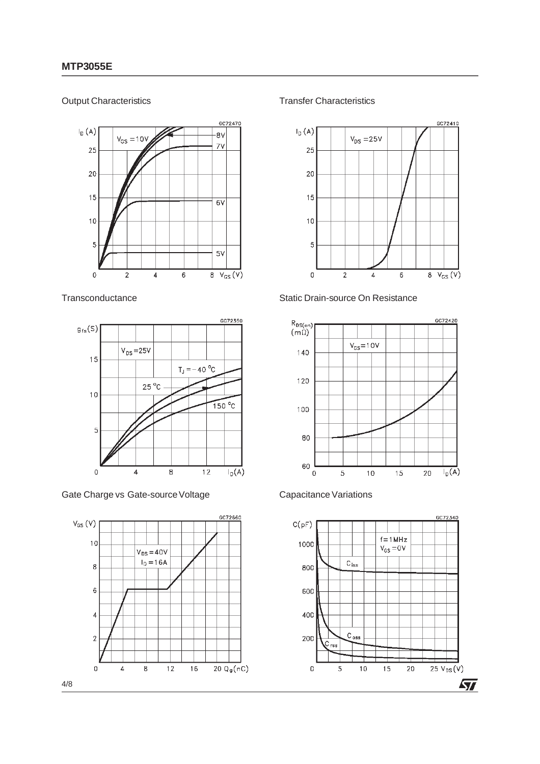Output Characteristics

Transfer Characteristics

Transconductance

Static Drain-source On Resistance

Gate Charge vs Gate-source Voltage

Capacitance Variations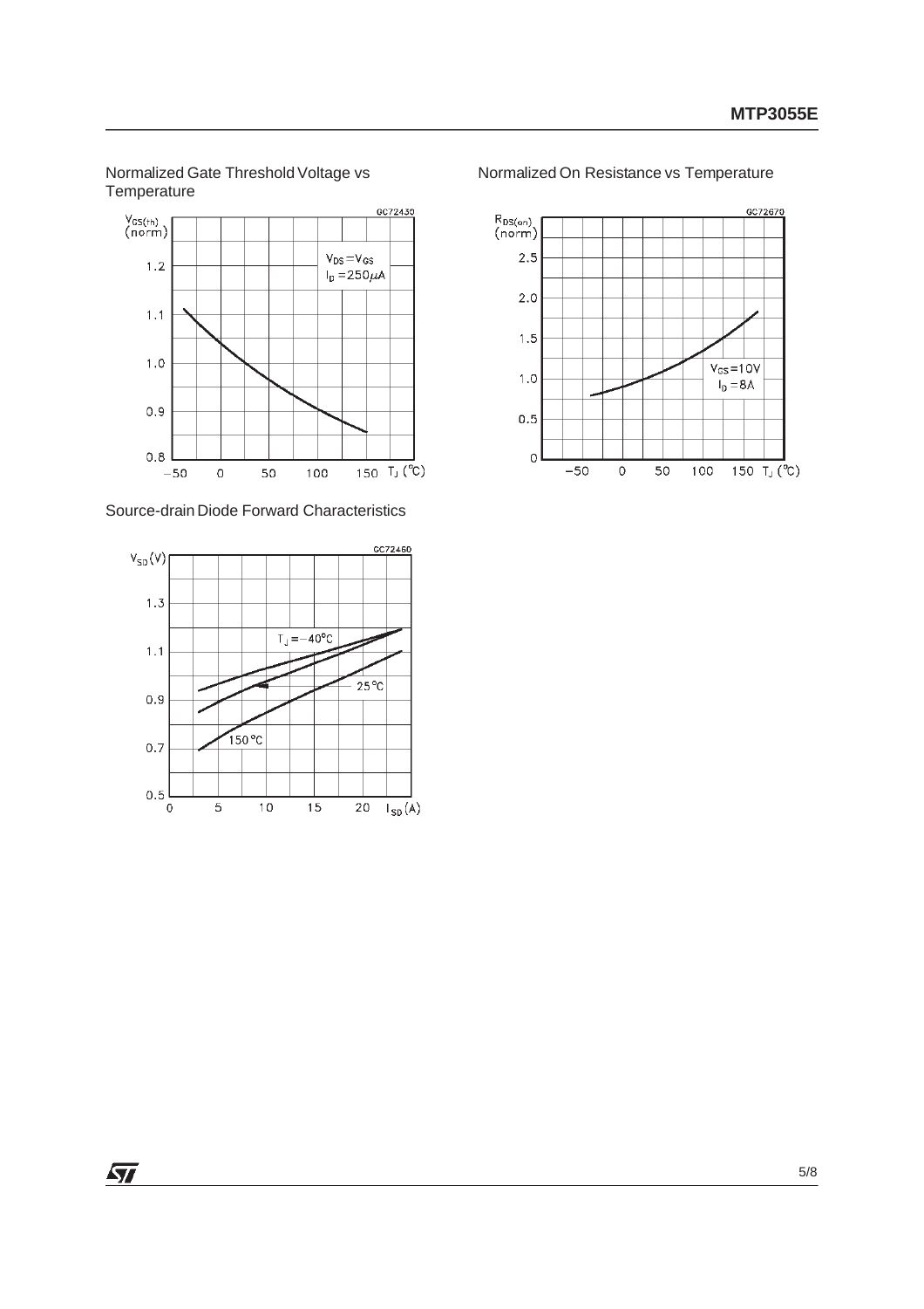Normalized Gate Threshold Voltage vs Temperature

Normalized On Resistance vs Temperature

Source-drain Diode Forward Characteristics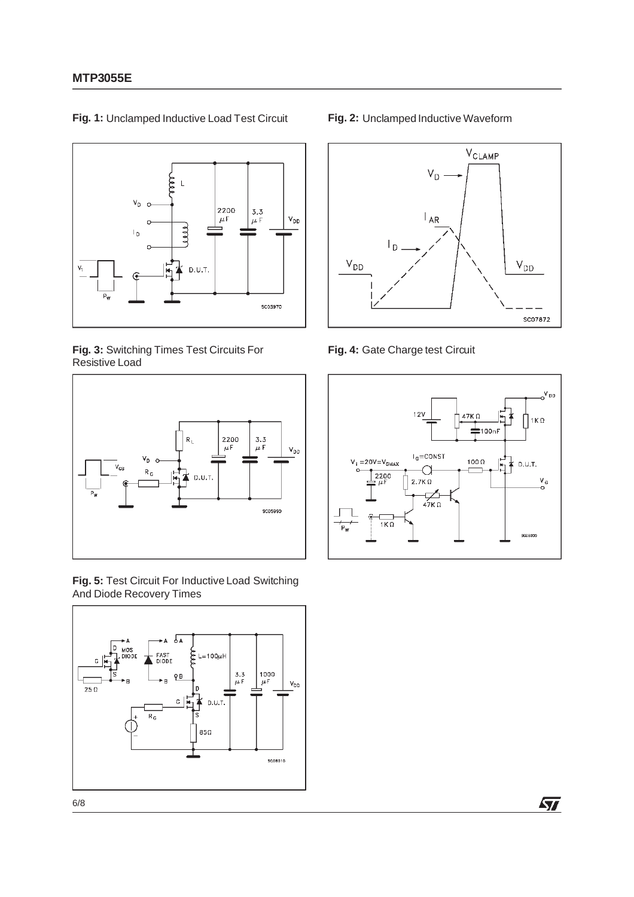**Fig. 1:** Unclamped Inductive Load Test Circuit

**Fig. 2:** Unclamped Inductive Waveform

**Fig. 3:** Switching Times Test Circuits For Resistive Load

**Fig. 4:** Gate Charge test Circuit

**Fig. 5:** Test Circuit For Inductive Load Switching And Diode Recovery Times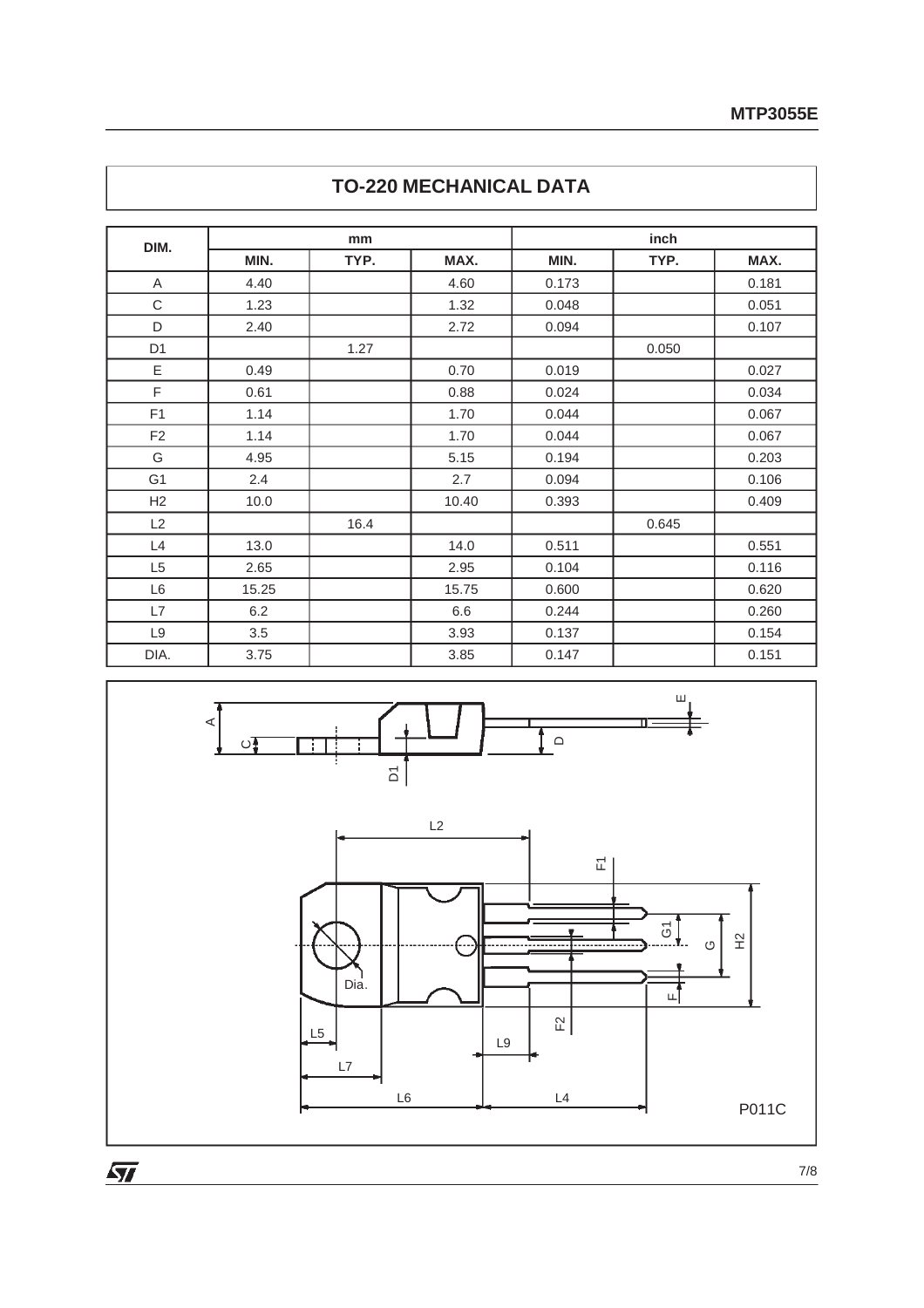## TO-220 MECHANICAL DATA

| DIM. | mm | | | inch | | |
|---|---|---|---|---|---|---|
| | MIN. | TYP. | MAX. | MIN. | TYP. | MAX. |
| A | 4.40 | | 4.60 | 0.173 | | 0.181 |
| C | 1.23 | | 1.32 | 0.048 | | 0.051 |
| D | 2.40 | | 2.72 | 0.094 | | 0.107 |
| D1 | | 1.27 | | | 0.050 | |
| E | 0.49 | | 0.70 | 0.019 | | 0.027 |
| F | 0.61 | | 0.88 | 0.024 | | 0.034 |
| F1 | 1.14 | | 1.70 | 0.044 | | 0.067 |
| F2 | 1.14 | | 1.70 | 0.044 | | 0.067 |
| G | 4.95 | | 5.15 | 0.194 | | 0.203 |
| G1 | 2.4 | | 2.7 | 0.094 | | 0.106 |
| H2 | 10.0 | | 10.40 | 0.393 | | 0.409 |
| L2 | | 16.4 | | | 0.645 | |
| L4 | 13.0 | | 14.0 | 0.511 | | 0.551 |
| L5 | 2.65 | | 2.95 | 0.104 | | 0.116 |
| L6 | 15.25 | | 15.75 | 0.600 | | 0.620 |
| L7 | 6.2 | | 6.6 | 0.244 | | 0.260 |
| L9 | 3.5 | | 3.93 | 0.137 | | 0.154 |
| DIA. | 3.75 | | 3.85 | 0.147 | | 0.151 |

P011C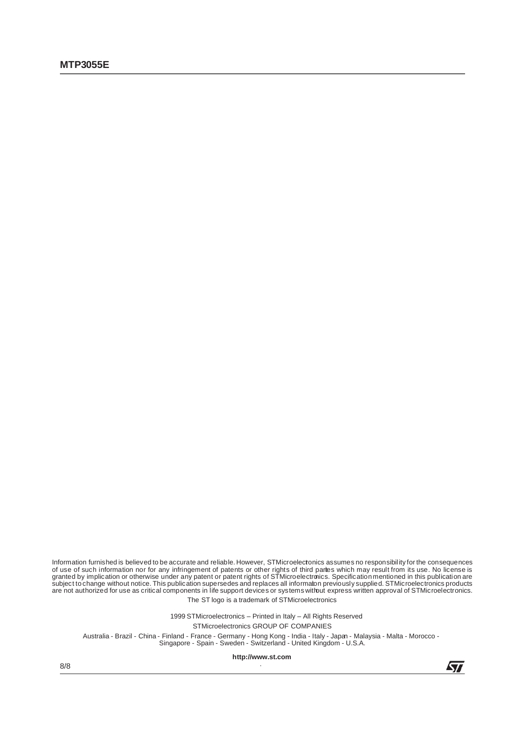Information furnished is believed to be accurate and reliable. However, STMicroelectronics assumes no responsibility for the consequences of use of such information nor for any infringement of patents or other rights of third parties which may result from its use. No license is granted by implication or otherwise under any patent or patent rights of STMicroelectronics. Specification mentioned in this publication are subject to change without notice. This publication supersedes and replaces all information previously supplied. STMicroelectronics products are not authorized for use as critical components in life support devices or systems without express written approval of STMicroelectronics.

The ST logo is a trademark of STMicroelectronics

1999 STMicroelectronics – Printed in Italy – All Rights Reserved

STMicroelectronics GROUP OF COMPANIES

Australia - Brazil - China - Finland - France - Germany - Hong Kong - India - Italy - Japan - Malaysia - Malta - Morocco - Singapore - Spain - Sweden - Switzerland - United Kingdom - U.S.A.

**http://www.st.com**